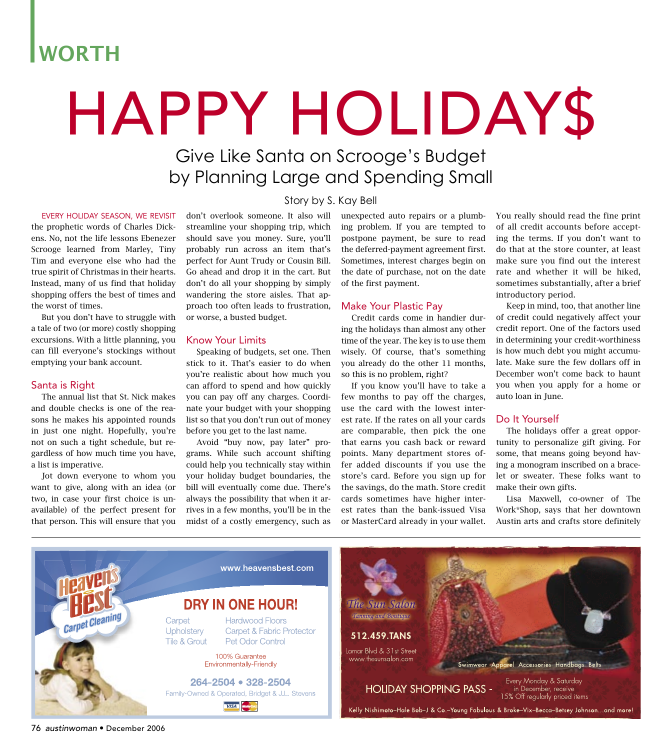WORTH

# HAPPY HOLIDAY$

## Give Like Santa on Scrooge's Budget by Planning Large and Spending Small

Story by S. Kay Bell

EVERY HOLIDAY SEASON, WE REVISIT the prophetic words of Charles Dickens. No, not the life lessons Ebenezer Scrooge learned from Marley, Tiny Tim and everyone else who had the true spirit of Christmas in their hearts. Instead, many of us find that holiday shopping offers the best of times and the worst of times.

But you don't have to struggle with a tale of two (or more) costly shopping excursions. With a little planning, you can fill everyone's stockings without emptying your bank account.

### Santa is Right

The annual list that St. Nick makes and double checks is one of the reasons he makes his appointed rounds in just one night. Hopefully, you're not on such a tight schedule, but regardless of how much time you have, a list is imperative.

Jot down everyone to whom you want to give, along with an idea (or two, in case your first choice is unavailable) of the perfect present for that person. This will ensure that you don't overlook someone. It also will streamline your shopping trip, which should save you money. Sure, you'll probably run across an item that's perfect for Aunt Trudy or Cousin Bill. Go ahead and drop it in the cart. But don't do all your shopping by simply wandering the store aisles. That approach too often leads to frustration, or worse, a busted budget.

### Know Your Limits

Speaking of budgets, set one. Then stick to it. That's easier to do when you're realistic about how much you can afford to spend and how quickly you can pay off any charges. Coordinate your budget with your shopping list so that you don't run out of money before you get to the last name.

Avoid "buy now, pay later" programs. While such account shifting could help you technically stay within your holiday budget boundaries, the bill will eventually come due. There's always the possibility that when it arrives in a few months, you'll be in the midst of a costly emergency, such as unexpected auto repairs or a plumbing problem. If you are tempted to postpone payment, be sure to read the deferred-payment agreement first. Sometimes, interest charges begin on the date of purchase, not on the date of the first payment.

### Make Your Plastic Pay

Credit cards come in handier during the holidays than almost any other time of the year. The key is to use them wisely. Of course, that's something you already do the other 11 months, so this is no problem, right?

If you know you'll have to take a few months to pay off the charges, use the card with the lowest interest rate. If the rates on all your cards are comparable, then pick the one that earns you cash back or reward points. Many department stores offer added discounts if you use the store's card. Before you sign up for the savings, do the math. Store credit cards sometimes have higher interest rates than the bank-issued Visa or MasterCard already in your wallet. You really should read the fine print of all credit accounts before accepting the terms. If you don't want to do that at the store counter, at least make sure you find out the interest rate and whether it will be hiked, sometimes substantially, after a brief introductory period.

Keep in mind, too, that another line of credit could negatively affect your credit report. One of the factors used in determining your credit-worthiness is how much debt you might accumulate. Make sure the few dollars off in December won't come back to haunt you when you apply for a home or auto loan in June.

### Do It Yourself

The holidays offer a great opportunity to personalize gift giving. For some, that means going beyond having a monogram inscribed on a bracelet or sweater. These folks want to make their own gifts.

Lisa Maxwell, co-owner of The Work*Shop, says that her downtown Austin arts and crafts store definitely

---

**Heaven's Best Carpet Cleaning**

www.heavensbest.com

DRY IN ONE HOUR!

Carpet — Hardwood Floors
Upholstery — Carpet & Fabric Protector
Tile & Grout — Pet Odor Control

100% Guarantee
Environmentally-Friendly

264-2504 • 328-2504

Family-Owned & Operated, Bridget & J.L. Stevens

---

**The Sun Salon** Tanning and Boutique

512.459.TANS

Lamar Blvd & 31st Street
www.thesunsalon.com

Swimwear Apparel Accessories Handbags Belts

HOLIDAY SHOPPING PASS - Every Monday & Saturday in December, receive 15% Off regularly priced items

Kelly Nishimoto–Hale Bob–J & Co.–Young Fabulous & Broke–Vix–Becca–Betsey Johnson...and more!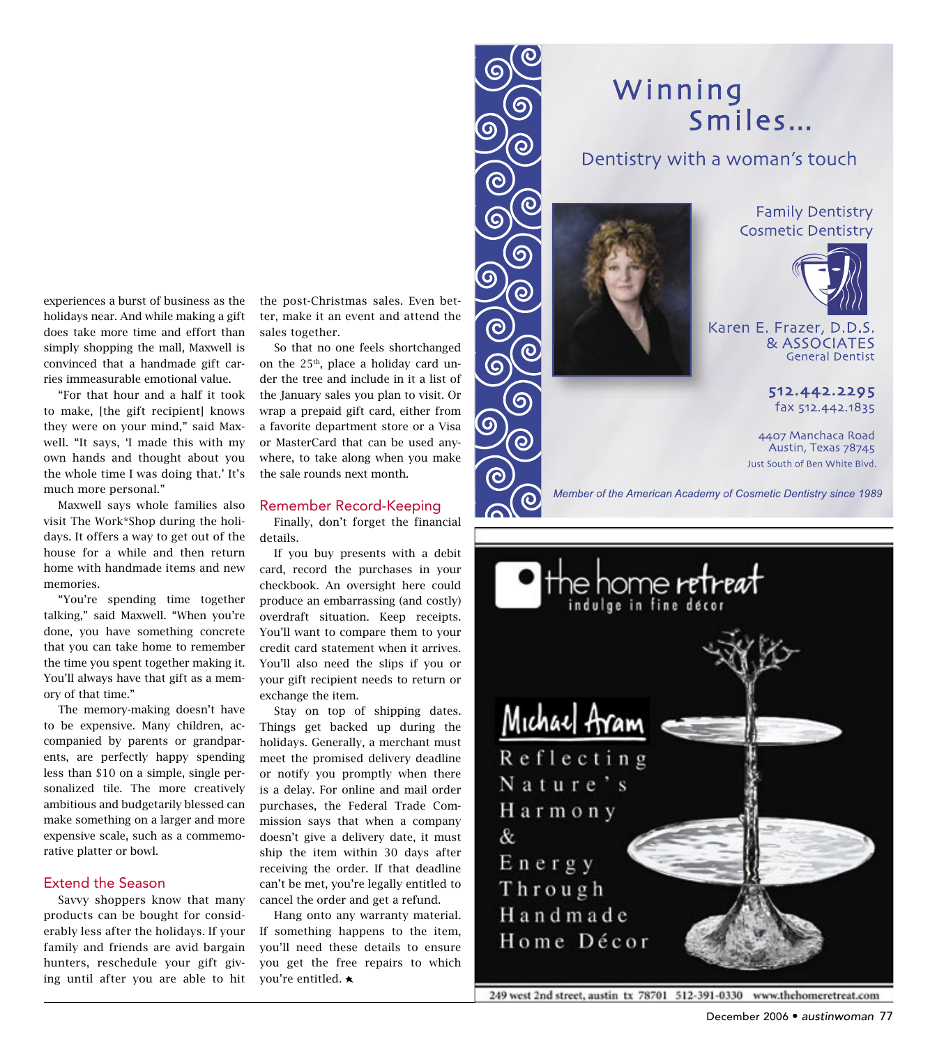experiences a burst of business as the holidays near. And while making a gift does take more time and effort than simply shopping the mall, Maxwell is convinced that a handmade gift carries immeasurable emotional value.

"For that hour and a half it took to make, [the gift recipient] knows they were on your mind," said Maxwell. "It says, 'I made this with my own hands and thought about you the whole time I was doing that.' It's much more personal."

Maxwell says whole families also visit The Work*Shop during the holidays. It offers a way to get out of the house for a while and then return home with handmade items and new memories.

"You're spending time together talking," said Maxwell. "When you're done, you have something concrete that you can take home to remember the time you spent together making it. You'll always have that gift as a memory of that time."

The memory-making doesn't have to be expensive. Many children, accompanied by parents or grandparents, are perfectly happy spending less than $10 on a simple, single personalized tile. The more creatively ambitious and budgetarily blessed can make something on a larger and more expensive scale, such as a commemorative platter or bowl.

## Extend the Season

Savvy shoppers know that many products can be bought for considerably less after the holidays. If your family and friends are avid bargain hunters, reschedule your gift giving until after you are able to hit the post-Christmas sales. Even better, make it an event and attend the sales together.

So that no one feels shortchanged on the 25th, place a holiday card under the tree and include in it a list of the January sales you plan to visit. Or wrap a prepaid gift card, either from a favorite department store or a Visa or MasterCard that can be used anywhere, to take along when you make the sale rounds next month.

## Remember Record-Keeping

Finally, don't forget the financial details.

If you buy presents with a debit card, record the purchases in your checkbook. An oversight here could produce an embarrassing (and costly) overdraft situation. Keep receipts. You'll want to compare them to your credit card statement when it arrives. You'll also need the slips if you or your gift recipient needs to return or exchange the item.

Stay on top of shipping dates. Things get backed up during the holidays. Generally, a merchant must meet the promised delivery deadline or notify you promptly when there is a delay. For online and mail order purchases, the Federal Trade Commission says that when a company doesn't give a delivery date, it must ship the item within 30 days after receiving the order. If that deadline can't be met, you're legally entitled to cancel the order and get a refund.

Hang onto any warranty material. If something happens to the item, you'll need these details to ensure you get the free repairs to which you're entitled. ★

Winning Smiles...

Dentistry with a woman's touch

Family Dentistry
Cosmetic Dentistry

Karen E. Frazer, D.D.S.
& ASSOCIATES
General Dentist

512.442.2295
fax 512.442.1835

4407 Manchaca Road
Austin, Texas 78745
Just South of Ben White Blvd.

*Member of the American Academy of Cosmetic Dentistry since 1989*

the home retreat
indulge in fine décor

Michael Aram

Reflecting Nature's Harmony & Energy Through Handmade Home Décor

249 west 2nd street, austin tx 78701 512-391-0330 www.thehomeretreat.com